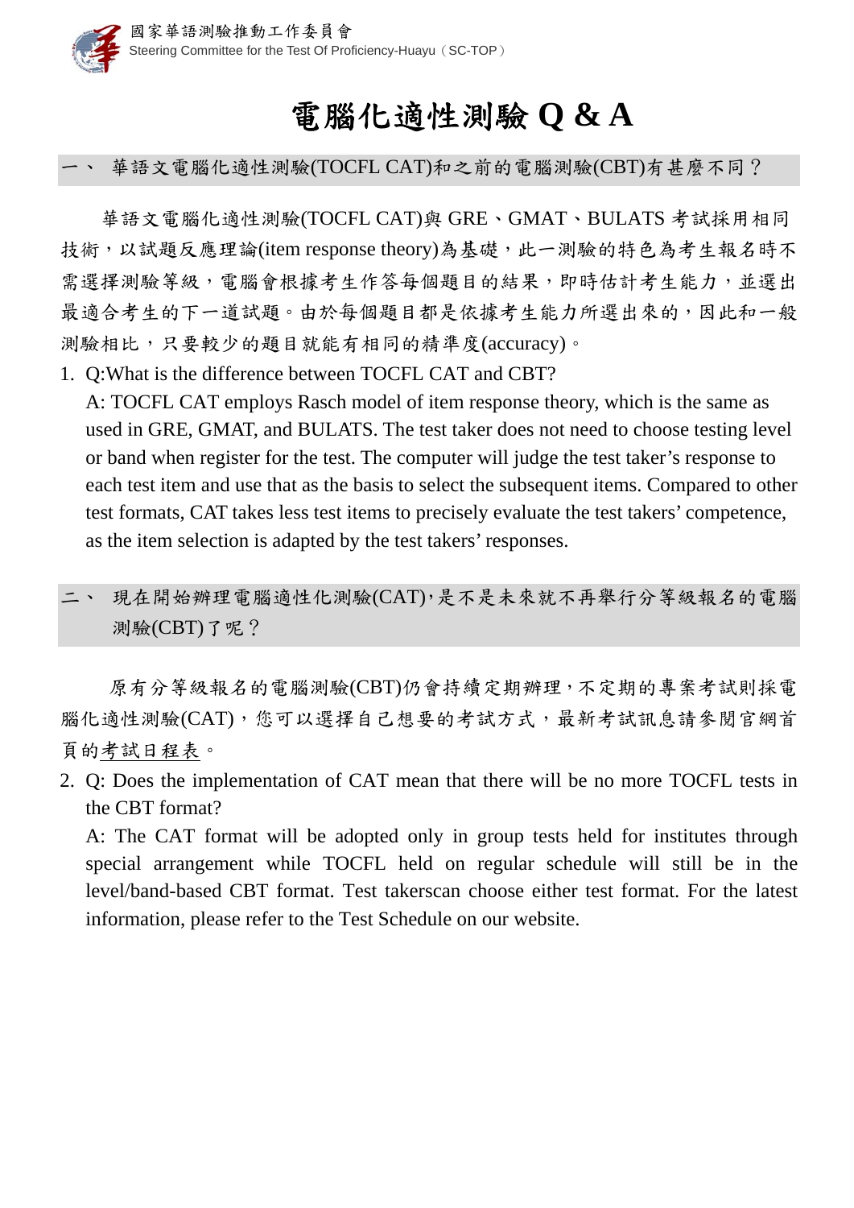國家華語測驗推動工作委員會
Steering Committee for the Test Of Proficiency-Huayu（SC-TOP）

# 電腦化適性測驗 Q & A

## 一、 華語文電腦化適性測驗(TOCFL CAT)和之前的電腦測驗(CBT)有甚麼不同？

華語文電腦化適性測驗(TOCFL CAT)與 GRE、GMAT、BULATS 考試採用相同技術，以試題反應理論(item response theory)為基礎，此一測驗的特色為考生報名時不需選擇測驗等級，電腦會根據考生作答每個題目的結果，即時估計考生能力，並選出最適合考生的下一道試題。由於每個題目都是依據考生能力所選出來的，因此和一般測驗相比，只要較少的題目就能有相同的精準度(accuracy)。

1. Q:What is the difference between TOCFL CAT and CBT?

   A: TOCFL CAT employs Rasch model of item response theory, which is the same as used in GRE, GMAT, and BULATS. The test taker does not need to choose testing level or band when register for the test. The computer will judge the test taker's response to each test item and use that as the basis to select the subsequent items. Compared to other test formats, CAT takes less test items to precisely evaluate the test takers' competence, as the item selection is adapted by the test takers' responses.

## 二、 現在開始辦理電腦適性化測驗(CAT)，是不是未來就不再舉行分等級報名的電腦測驗(CBT)了呢？

原有分等級報名的電腦測驗(CBT)仍會持續定期辦理，不定期的專案考試則採電腦化適性測驗(CAT)，您可以選擇自己想要的考試方式，最新考試訊息請參閱官網首頁的考試日程表。

2. Q: Does the implementation of CAT mean that there will be no more TOCFL tests in the CBT format?

   A: The CAT format will be adopted only in group tests held for institutes through special arrangement while TOCFL held on regular schedule will still be in the level/band-based CBT format. Test takerscan choose either test format. For the latest information, please refer to the Test Schedule on our website.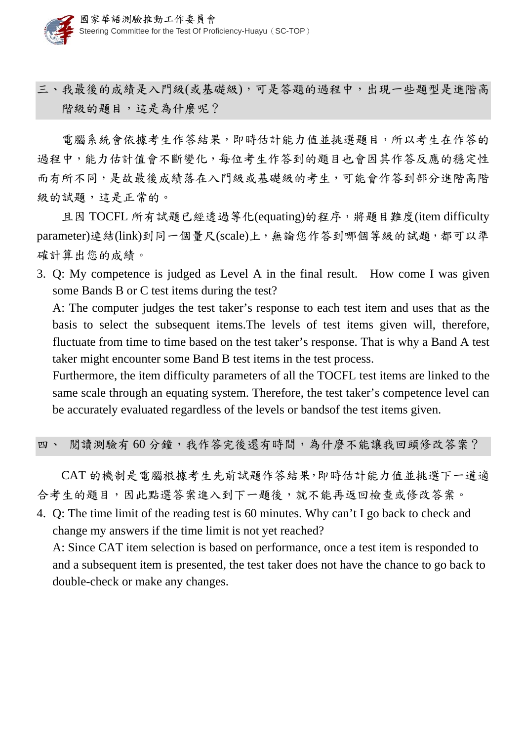## 三、我最後的成績是入門級(或基礎級)，可是答題的過程中，出現一些題型是進階高階級的題目，這是為什麼呢？

電腦系統會依據考生作答結果，即時估計能力值並挑選題目，所以考生在作答的過程中，能力估計值會不斷變化，每位考生作答到的題目也會因其作答反應的穩定性而有所不同，是故最後成績落在入門級或基礎級的考生，可能會作答到部分進階高階級的試題，這是正常的。

且因 TOCFL 所有試題已經透過等化(equating)的程序，將題目難度(item difficulty parameter)連結(link)到同一個量尺(scale)上，無論您作答到哪個等級的試題，都可以準確計算出您的成績。

3. Q: My competence is judged as Level A in the final result. How come I was given some Bands B or C test items during the test?

   A: The computer judges the test taker's response to each test item and uses that as the basis to select the subsequent items.The levels of test items given will, therefore, fluctuate from time to time based on the test taker's response. That is why a Band A test taker might encounter some Band B test items in the test process.

   Furthermore, the item difficulty parameters of all the TOCFL test items are linked to the same scale through an equating system. Therefore, the test taker's competence level can be accurately evaluated regardless of the levels or bandsof the test items given.

## 四、 閱讀測驗有 60 分鐘，我作答完後還有時間，為什麼不能讓我回頭修改答案？

CAT 的機制是電腦根據考生先前試題作答結果,即時估計能力值並挑選下一道適合考生的題目，因此點選答案進入到下一題後，就不能再返回檢查或修改答案。

4. Q: The time limit of the reading test is 60 minutes. Why can't I go back to check and change my answers if the time limit is not yet reached?

   A: Since CAT item selection is based on performance, once a test item is responded to and a subsequent item is presented, the test taker does not have the chance to go back to double-check or make any changes.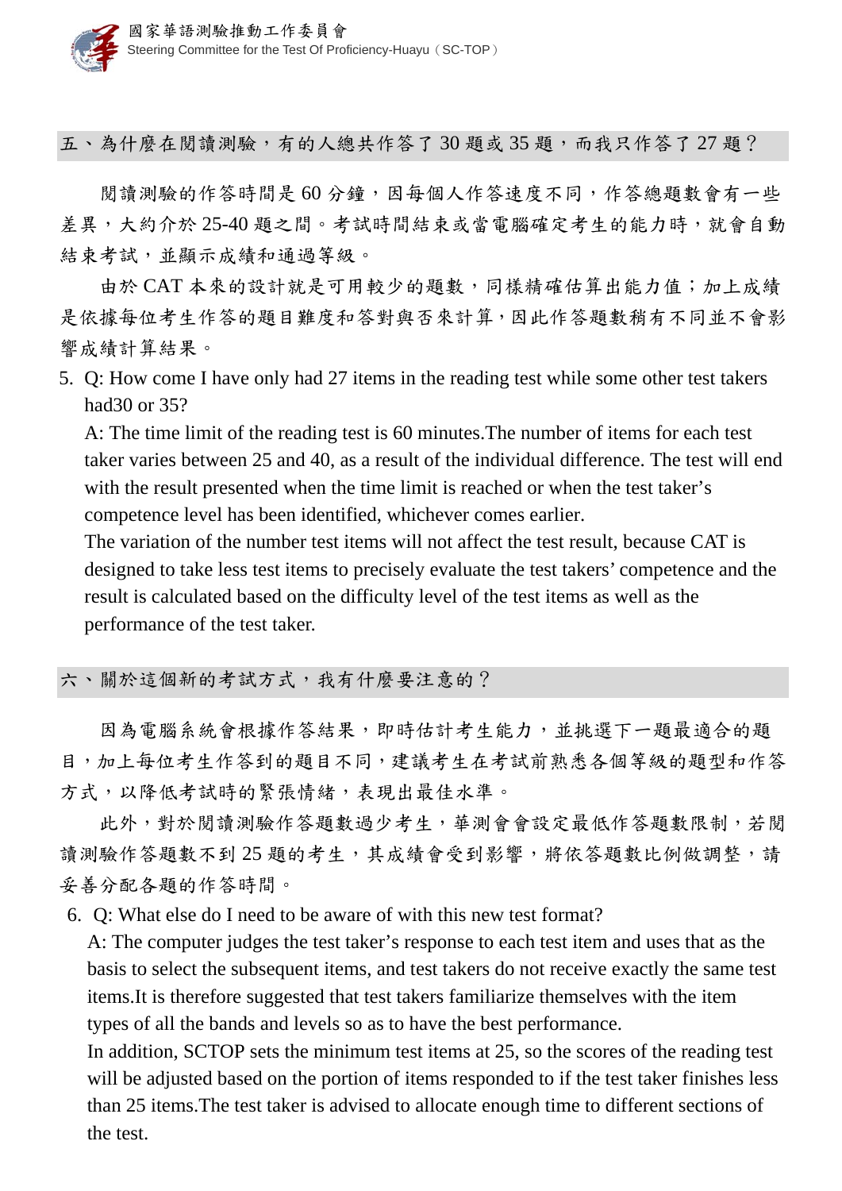## 五、為什麼在閱讀測驗，有的人總共作答了 30 題或 35 題，而我只作答了 27 題？

閱讀測驗的作答時間是 60 分鐘，因每個人作答速度不同，作答總題數會有一些差異，大約介於 25-40 題之間。考試時間結束或當電腦確定考生的能力時，就會自動結束考試，並顯示成績和通過等級。

由於 CAT 本來的設計就是可用較少的題數，同樣精確估算出能力值；加上成績是依據每位考生作答的題目難度和答對與否來計算，因此作答題數稍有不同並不會影響成績計算結果。

5. Q: How come I have only had 27 items in the reading test while some other test takers had30 or 35?

   A: The time limit of the reading test is 60 minutes.The number of items for each test taker varies between 25 and 40, as a result of the individual difference. The test will end with the result presented when the time limit is reached or when the test taker's competence level has been identified, whichever comes earlier.

   The variation of the number test items will not affect the test result, because CAT is designed to take less test items to precisely evaluate the test takers' competence and the result is calculated based on the difficulty level of the test items as well as the performance of the test taker.

## 六、關於這個新的考試方式，我有什麼要注意的？

因為電腦系統會根據作答結果，即時估計考生能力，並挑選下一題最適合的題目，加上每位考生作答到的題目不同，建議考生在考試前熟悉各個等級的題型和作答方式，以降低考試時的緊張情緒，表現出最佳水準。

此外，對於閱讀測驗作答題數過少考生，華測會會設定最低作答題數限制，若閱讀測驗作答題數不到 25 題的考生，其成績會受到影響，將依答題數比例做調整，請妥善分配各題的作答時間。

6. Q: What else do I need to be aware of with this new test format?

   A: The computer judges the test taker's response to each test item and uses that as the basis to select the subsequent items, and test takers do not receive exactly the same test items.It is therefore suggested that test takers familiarize themselves with the item types of all the bands and levels so as to have the best performance.

   In addition, SCTOP sets the minimum test items at 25, so the scores of the reading test will be adjusted based on the portion of items responded to if the test taker finishes less than 25 items.The test taker is advised to allocate enough time to different sections of the test.